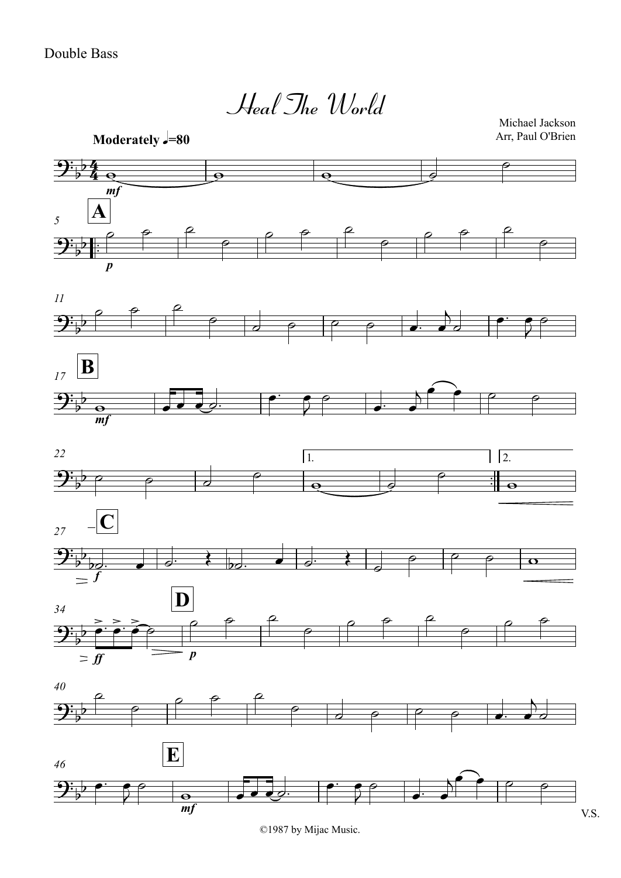Double Bass

# Heal The World

Michael Jackson
Arr, Paul O'Brien

**Moderately ♩=80**

©1987 by Mijac Music.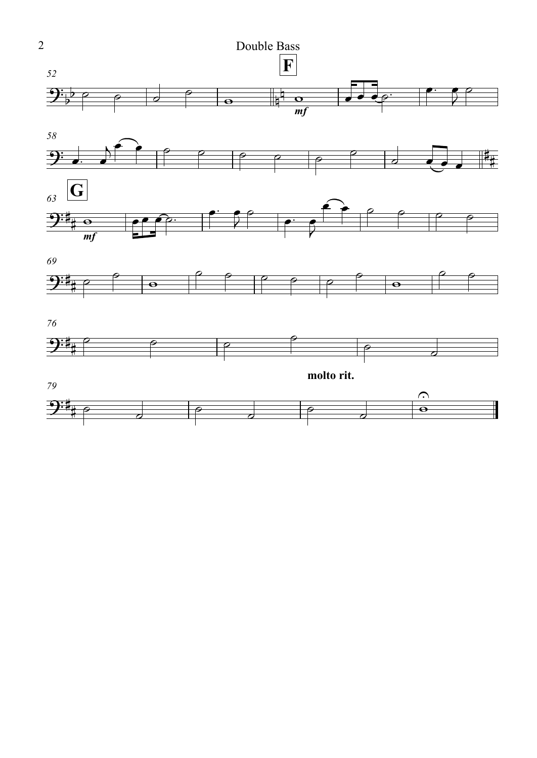Double Bass

52

**F**

*mf*

58

63

**G**

*mf*

69

76

79

**molto rit.**